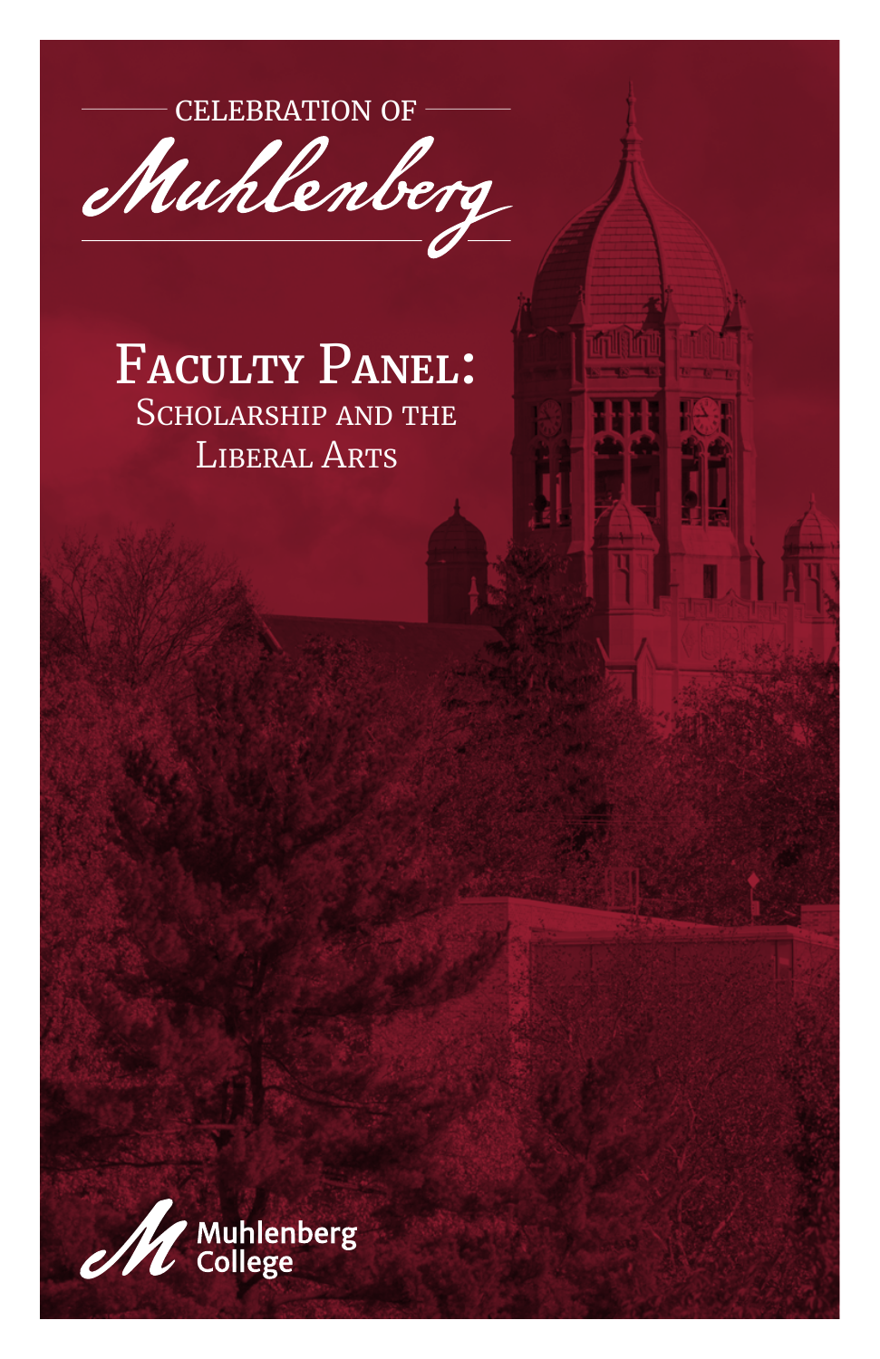CELEBRATION OF

# Muhlenberg

## Faculty Panel:

### Scholarship and the Liberal Arts

Muhlenberg College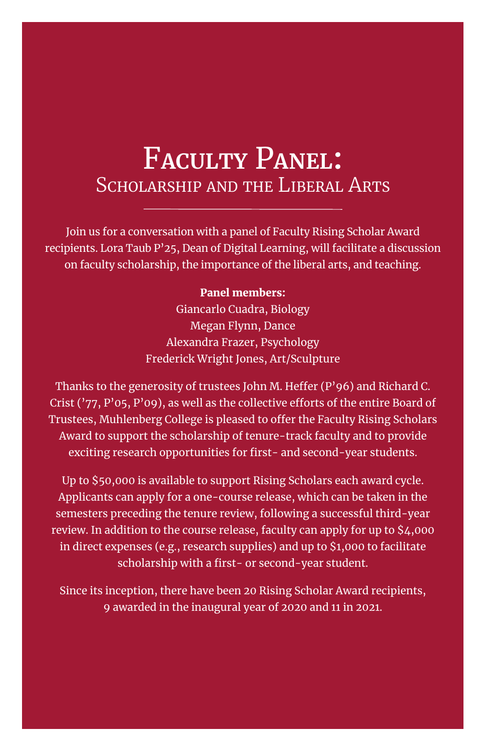# Faculty Panel:
## Scholarship and the Liberal Arts

Join us for a conversation with a panel of Faculty Rising Scholar Award recipients. Lora Taub P'25, Dean of Digital Learning, will facilitate a discussion on faculty scholarship, the importance of the liberal arts, and teaching.

**Panel members:**

Giancarlo Cuadra, Biology
Megan Flynn, Dance
Alexandra Frazer, Psychology
Frederick Wright Jones, Art/Sculpture

Thanks to the generosity of trustees John M. Heffer (P'96) and Richard C. Crist ('77, P'05, P'09), as well as the collective efforts of the entire Board of Trustees, Muhlenberg College is pleased to offer the Faculty Rising Scholars Award to support the scholarship of tenure-track faculty and to provide exciting research opportunities for first- and second-year students.

Up to $50,000 is available to support Rising Scholars each award cycle. Applicants can apply for a one-course release, which can be taken in the semesters preceding the tenure review, following a successful third-year review. In addition to the course release, faculty can apply for up to $4,000 in direct expenses (e.g., research supplies) and up to $1,000 to facilitate scholarship with a first- or second-year student.

Since its inception, there have been 20 Rising Scholar Award recipients, 9 awarded in the inaugural year of 2020 and 11 in 2021.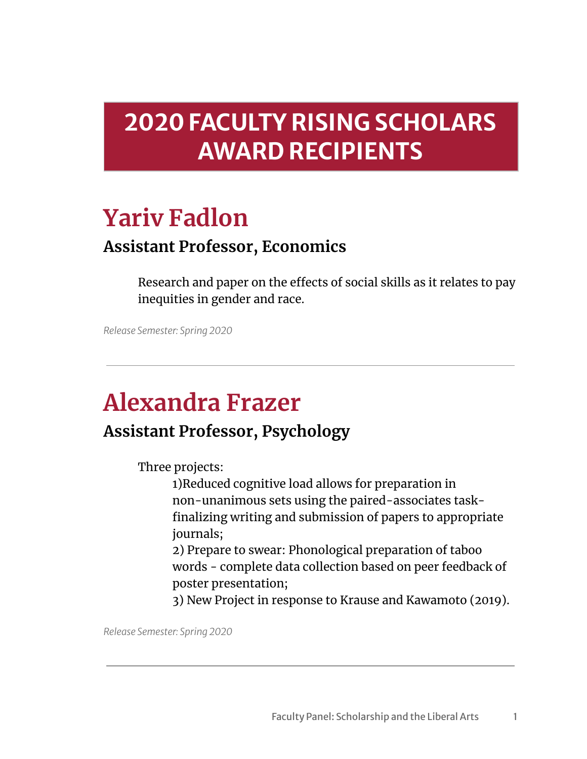# 2020 FACULTY RISING SCHOLARS AWARD RECIPIENTS

## Yariv Fadlon

### Assistant Professor, Economics

> Research and paper on the effects of social skills as it relates to pay inequities in gender and race.

*Release Semester: Spring 2020*

---

## Alexandra Frazer

### Assistant Professor, Psychology

> Three projects:
>
> 1)Reduced cognitive load allows for preparation in non-unanimous sets using the paired-associates task- finalizing writing and submission of papers to appropriate journals;
>
> 2) Prepare to swear: Phonological preparation of taboo words - complete data collection based on peer feedback of poster presentation;
>
> 3) New Project in response to Krause and Kawamoto (2019).

*Release Semester: Spring 2020*

---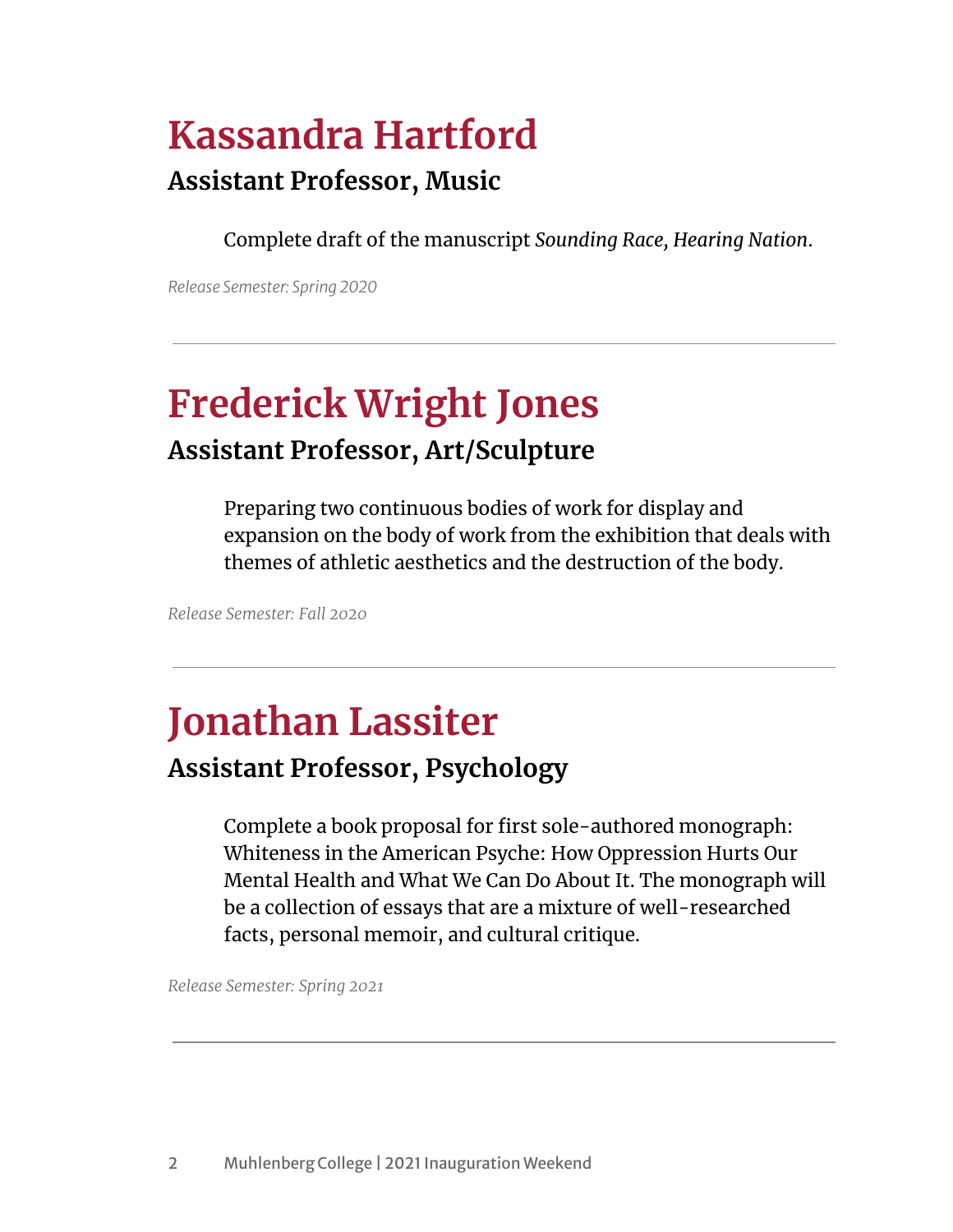# Kassandra Hartford

## Assistant Professor, Music

Complete draft of the manuscript *Sounding Race, Hearing Nation*.

*Release Semester: Spring 2020*

---

# Frederick Wright Jones

## Assistant Professor, Art/Sculpture

Preparing two continuous bodies of work for display and expansion on the body of work from the exhibition that deals with themes of athletic aesthetics and the destruction of the body.

*Release Semester: Fall 2020*

---

# Jonathan Lassiter

## Assistant Professor, Psychology

Complete a book proposal for first sole-authored monograph: Whiteness in the American Psyche: How Oppression Hurts Our Mental Health and What We Can Do About It. The monograph will be a collection of essays that are a mixture of well-researched facts, personal memoir, and cultural critique.

*Release Semester: Spring 2021*

---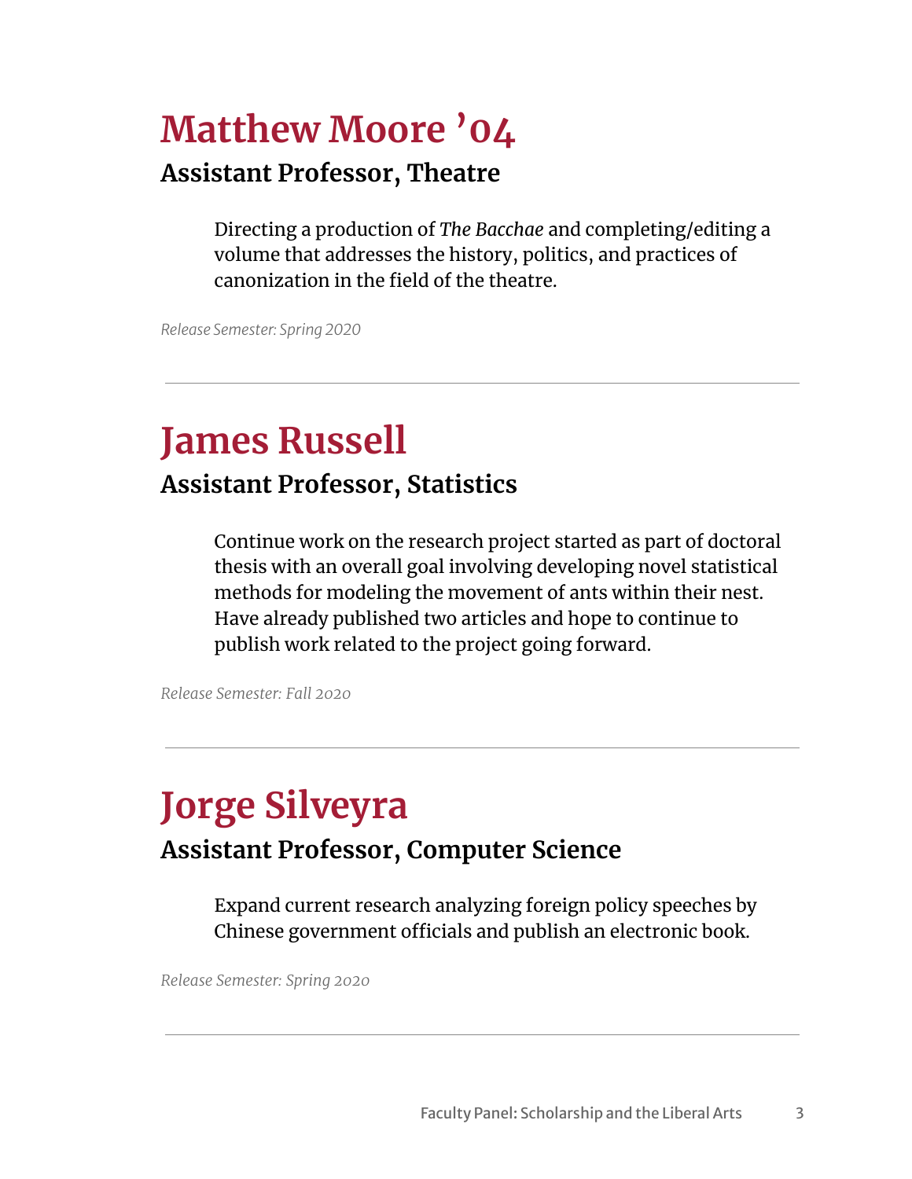# Matthew Moore ’04

## Assistant Professor, Theatre

Directing a production of *The Bacchae* and completing/editing a volume that addresses the history, politics, and practices of canonization in the field of the theatre.

*Release Semester: Spring 2020*

---

# James Russell

## Assistant Professor, Statistics

Continue work on the research project started as part of doctoral thesis with an overall goal involving developing novel statistical methods for modeling the movement of ants within their nest. Have already published two articles and hope to continue to publish work related to the project going forward.

*Release Semester: Fall 2020*

---

# Jorge Silveyra

## Assistant Professor, Computer Science

Expand current research analyzing foreign policy speeches by Chinese government officials and publish an electronic book.

*Release Semester: Spring 2020*

---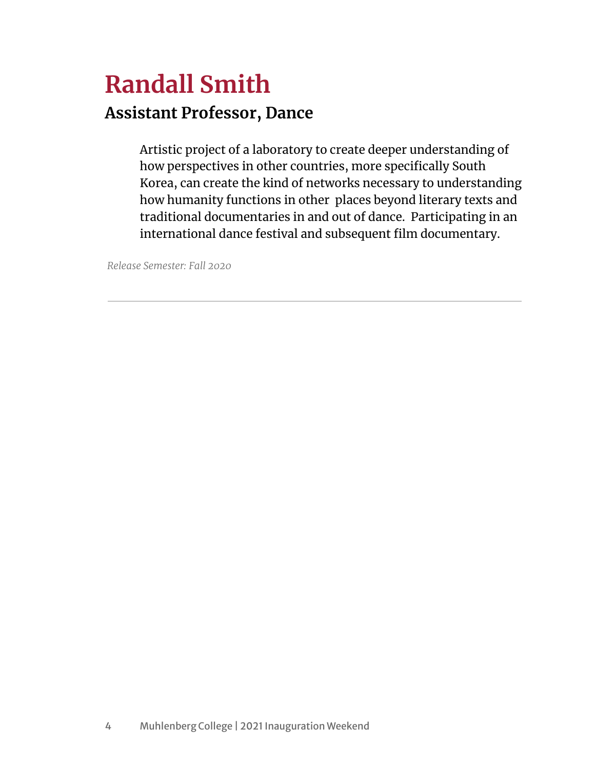# Randall Smith

## Assistant Professor, Dance

> Artistic project of a laboratory to create deeper understanding of how perspectives in other countries, more specifically South Korea, can create the kind of networks necessary to understanding how humanity functions in other places beyond literary texts and traditional documentaries in and out of dance. Participating in an international dance festival and subsequent film documentary.

*Release Semester: Fall 2020*

---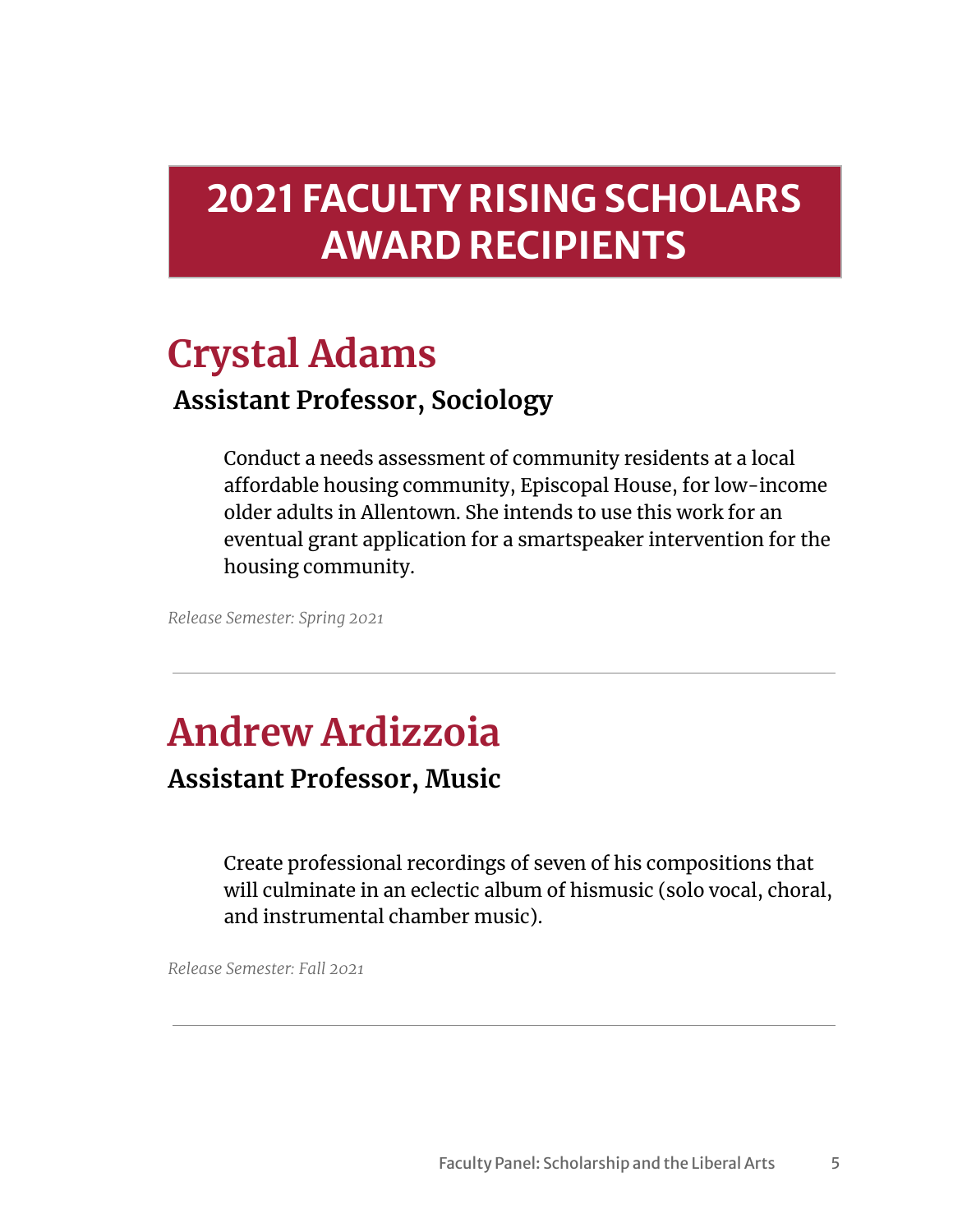# 2021 FACULTY RISING SCHOLARS AWARD RECIPIENTS

## Crystal Adams

### Assistant Professor, Sociology

Conduct a needs assessment of community residents at a local affordable housing community, Episcopal House, for low-income older adults in Allentown. She intends to use this work for an eventual grant application for a smartspeaker intervention for the housing community.

*Release Semester: Spring 2021*

---

## Andrew Ardizzoia

### Assistant Professor, Music

Create professional recordings of seven of his compositions that will culminate in an eclectic album of hismusic (solo vocal, choral, and instrumental chamber music).

*Release Semester: Fall 2021*

---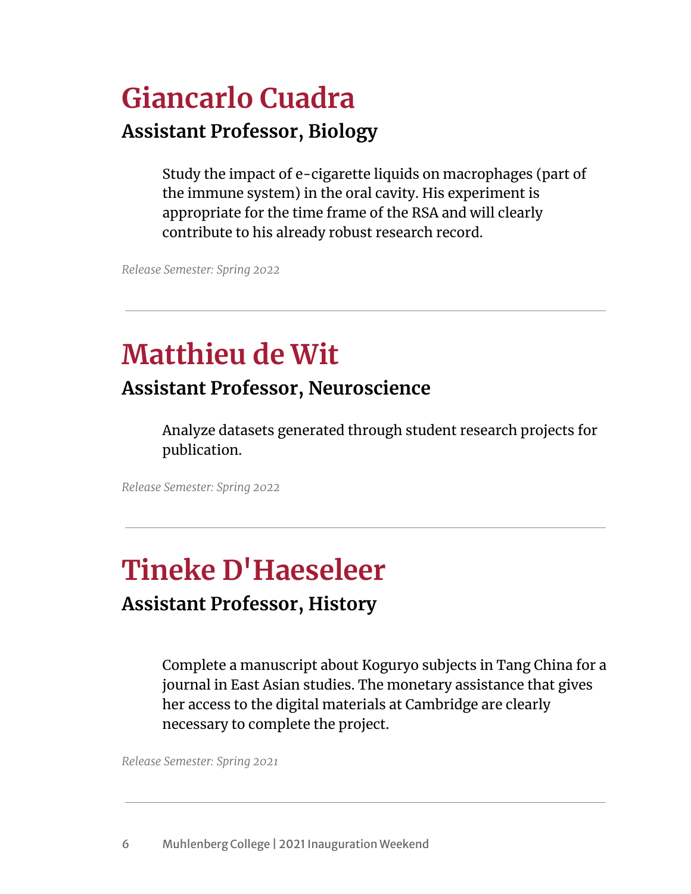# Giancarlo Cuadra

## Assistant Professor, Biology

> Study the impact of e-cigarette liquids on macrophages (part of the immune system) in the oral cavity. His experiment is appropriate for the time frame of the RSA and will clearly contribute to his already robust research record.

*Release Semester: Spring 2022*

---

# Matthieu de Wit

## Assistant Professor, Neuroscience

> Analyze datasets generated through student research projects for publication.

*Release Semester: Spring 2022*

---

# Tineke D'Haeseleer

## Assistant Professor, History

> Complete a manuscript about Koguryo subjects in Tang China for a journal in East Asian studies. The monetary assistance that gives her access to the digital materials at Cambridge are clearly necessary to complete the project.

*Release Semester: Spring 2021*

---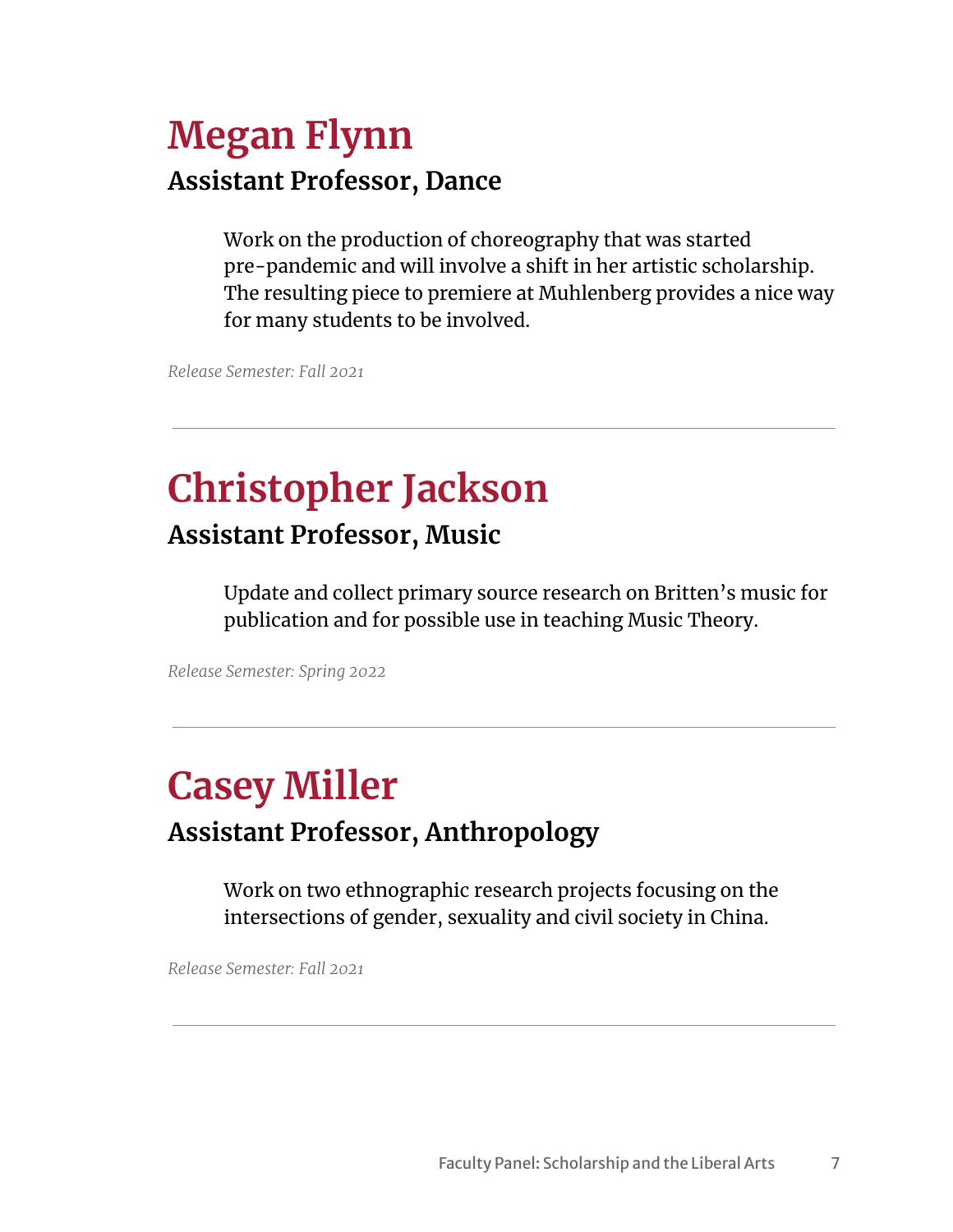# Megan Flynn

## Assistant Professor, Dance

> Work on the production of choreography that was started pre-pandemic and will involve a shift in her artistic scholarship. The resulting piece to premiere at Muhlenberg provides a nice way for many students to be involved.

*Release Semester: Fall 2021*

---

# Christopher Jackson

## Assistant Professor, Music

> Update and collect primary source research on Britten's music for publication and for possible use in teaching Music Theory.

*Release Semester: Spring 2022*

---

# Casey Miller

## Assistant Professor, Anthropology

> Work on two ethnographic research projects focusing on the intersections of gender, sexuality and civil society in China.

*Release Semester: Fall 2021*

---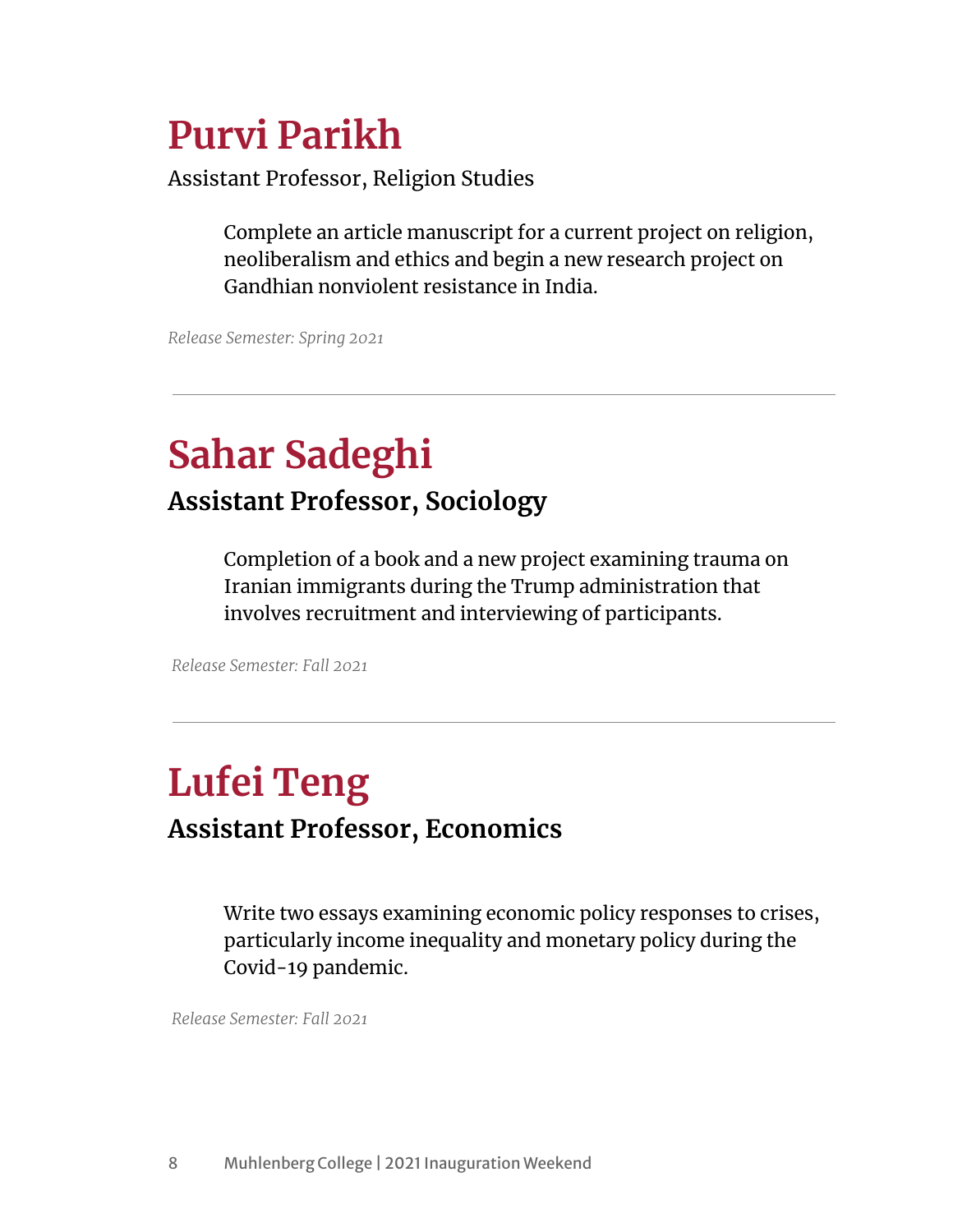# Purvi Parikh

Assistant Professor, Religion Studies

> Complete an article manuscript for a current project on religion, neoliberalism and ethics and begin a new research project on Gandhian nonviolent resistance in India.

*Release Semester: Spring 2021*

---

# Sahar Sadeghi

**Assistant Professor, Sociology**

> Completion of a book and a new project examining trauma on Iranian immigrants during the Trump administration that involves recruitment and interviewing of participants.

*Release Semester: Fall 2021*

---

# Lufei Teng

**Assistant Professor, Economics**

> Write two essays examining economic policy responses to crises, particularly income inequality and monetary policy during the Covid-19 pandemic.

*Release Semester: Fall 2021*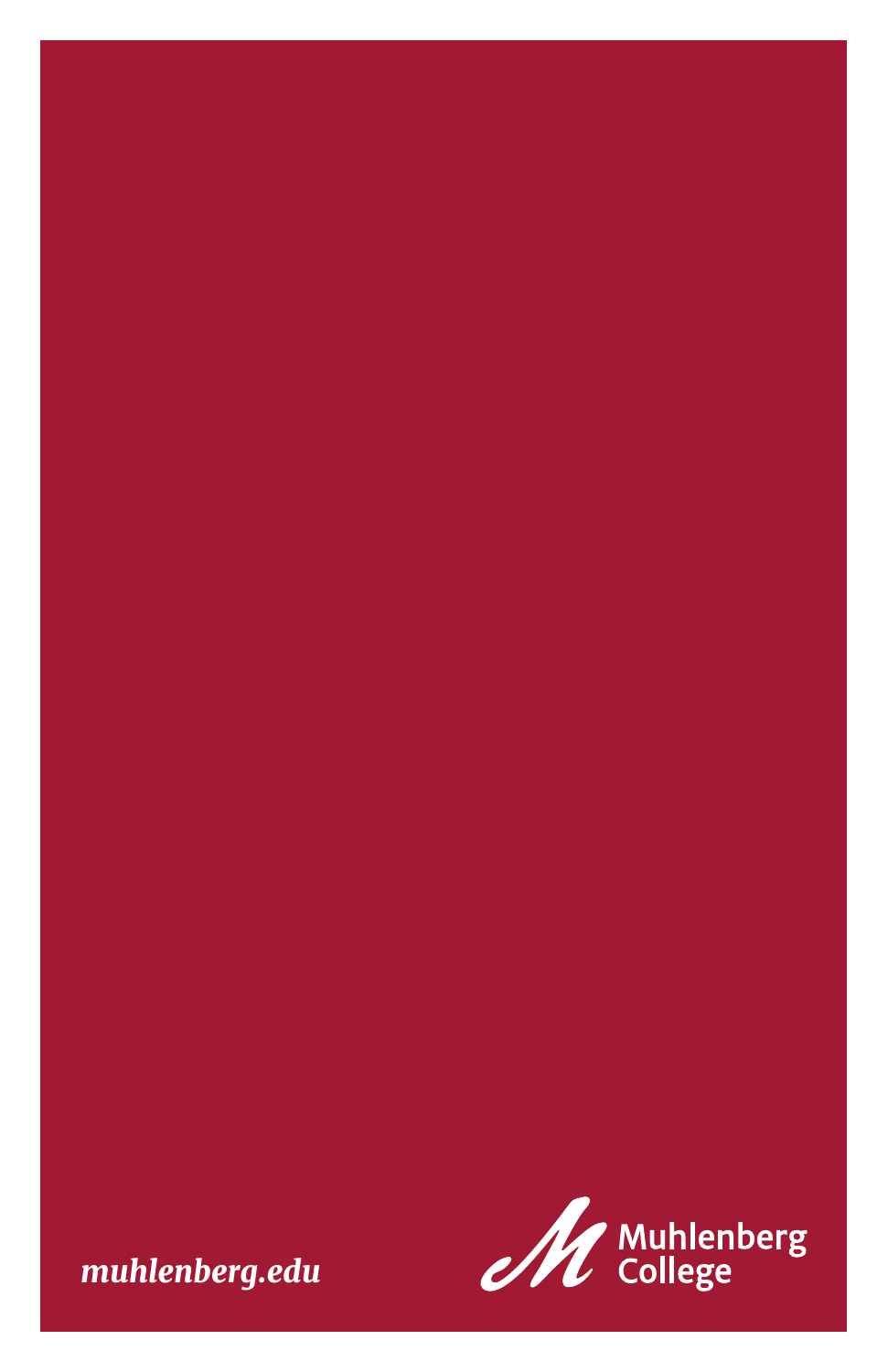*muhlenberg.edu*

Muhlenberg
College